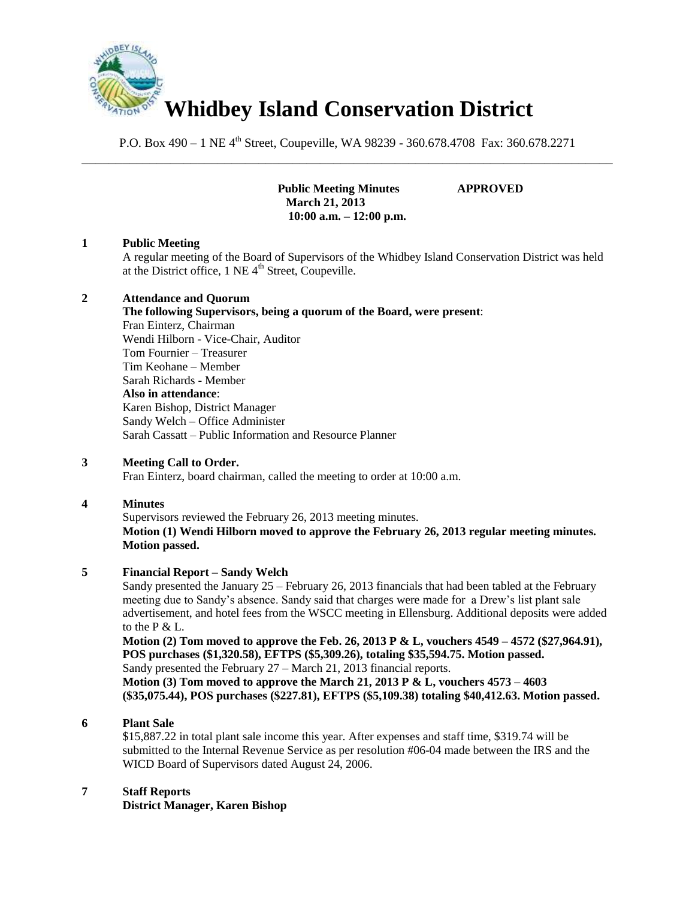# Whidbey Island Conservation District

P.O. Box 490 – 1 NE 4th Street, Coupeville, WA 98239 - 360.678.4708 Fax: 360.678.2271

---

**Public Meeting Minutes** **APPROVED**
**March 21, 2013**
**10:00 a.m. – 12:00 p.m.**

## 1 Public Meeting

A regular meeting of the Board of Supervisors of the Whidbey Island Conservation District was held at the District office, 1 NE 4th Street, Coupeville.

## 2 Attendance and Quorum

**The following Supervisors, being a quorum of the Board, were present**:
Fran Einterz, Chairman
Wendi Hilborn - Vice-Chair, Auditor
Tom Fournier – Treasurer
Tim Keohane – Member
Sarah Richards - Member
**Also in attendance**:
Karen Bishop, District Manager
Sandy Welch – Office Administer
Sarah Cassatt – Public Information and Resource Planner

## 3 Meeting Call to Order.

Fran Einterz, board chairman, called the meeting to order at 10:00 a.m.

## 4 Minutes

Supervisors reviewed the February 26, 2013 meeting minutes.
**Motion (1) Wendi Hilborn moved to approve the February 26, 2013 regular meeting minutes. Motion passed.**

## 5 Financial Report – Sandy Welch

Sandy presented the January 25 – February 26, 2013 financials that had been tabled at the February meeting due to Sandy's absence. Sandy said that charges were made for a Drew's list plant sale advertisement, and hotel fees from the WSCC meeting in Ellensburg. Additional deposits were added to the P & L.
**Motion (2) Tom moved to approve the Feb. 26, 2013 P & L, vouchers 4549 – 4572 ($27,964.91), POS purchases ($1,320.58), EFTPS ($5,309.26), totaling $35,594.75. Motion passed.**
Sandy presented the February 27 – March 21, 2013 financial reports.
**Motion (3) Tom moved to approve the March 21, 2013 P & L, vouchers 4573 – 4603 ($35,075.44), POS purchases ($227.81), EFTPS ($5,109.38) totaling $40,412.63. Motion passed.**

## 6 Plant Sale

$15,887.22 in total plant sale income this year. After expenses and staff time, $319.74 will be submitted to the Internal Revenue Service as per resolution #06-04 made between the IRS and the WICD Board of Supervisors dated August 24, 2006.

## 7 Staff Reports

**District Manager, Karen Bishop**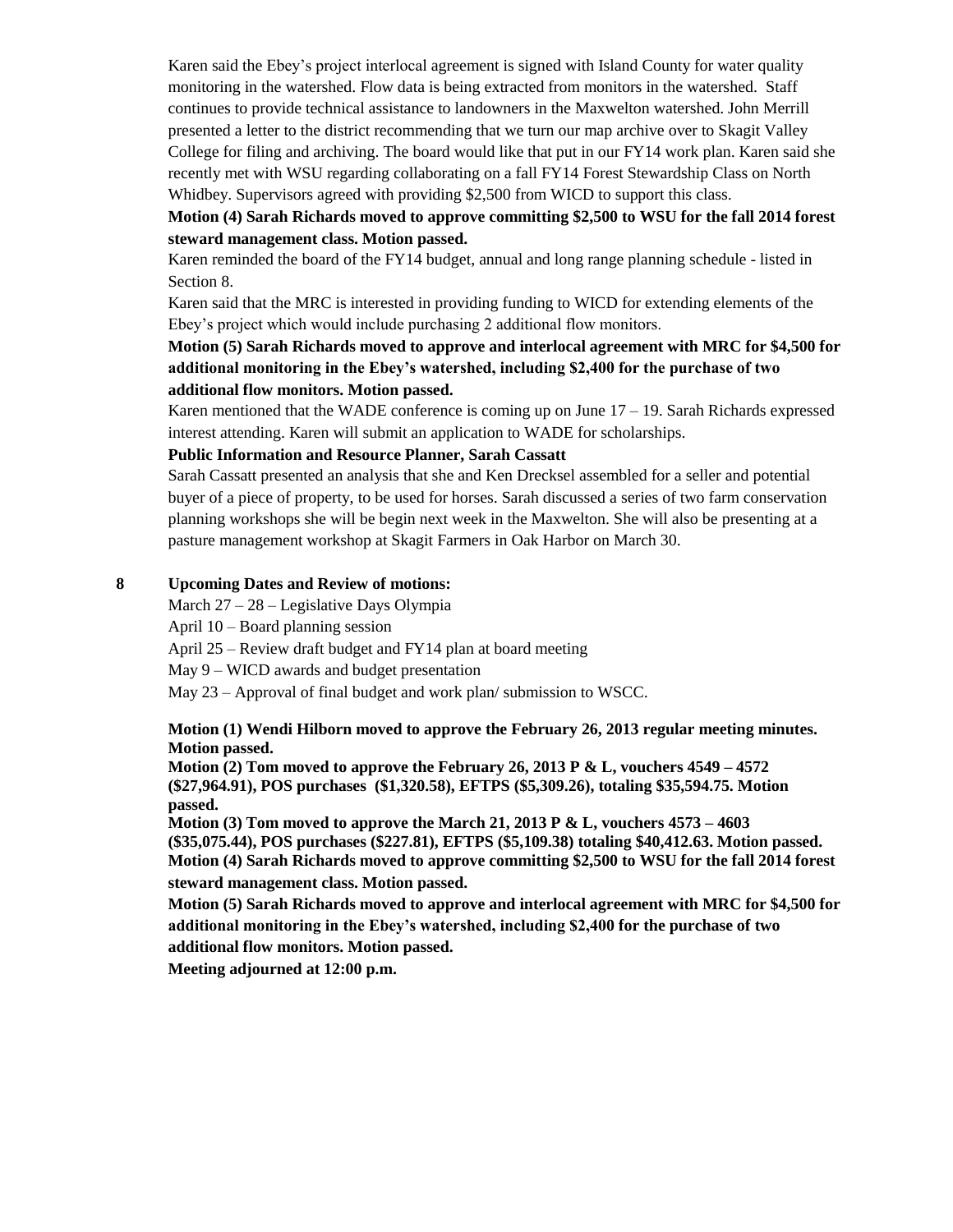Karen said the Ebey's project interlocal agreement is signed with Island County for water quality monitoring in the watershed. Flow data is being extracted from monitors in the watershed. Staff continues to provide technical assistance to landowners in the Maxwelton watershed. John Merrill presented a letter to the district recommending that we turn our map archive over to Skagit Valley College for filing and archiving. The board would like that put in our FY14 work plan. Karen said she recently met with WSU regarding collaborating on a fall FY14 Forest Stewardship Class on North Whidbey. Supervisors agreed with providing $2,500 from WICD to support this class.

**Motion (4) Sarah Richards moved to approve committing $2,500 to WSU for the fall 2014 forest steward management class. Motion passed.**

Karen reminded the board of the FY14 budget, annual and long range planning schedule - listed in Section 8.

Karen said that the MRC is interested in providing funding to WICD for extending elements of the Ebey's project which would include purchasing 2 additional flow monitors.

**Motion (5) Sarah Richards moved to approve and interlocal agreement with MRC for $4,500 for additional monitoring in the Ebey's watershed, including $2,400 for the purchase of two additional flow monitors. Motion passed.**

Karen mentioned that the WADE conference is coming up on June 17 – 19. Sarah Richards expressed interest attending. Karen will submit an application to WADE for scholarships.

**Public Information and Resource Planner, Sarah Cassatt**

Sarah Cassatt presented an analysis that she and Ken Drecksel assembled for a seller and potential buyer of a piece of property, to be used for horses. Sarah discussed a series of two farm conservation planning workshops she will be begin next week in the Maxwelton. She will also be presenting at a pasture management workshop at Skagit Farmers in Oak Harbor on March 30.

**8 Upcoming Dates and Review of motions:**

March 27 – 28 – Legislative Days Olympia

April 10 – Board planning session

April 25 – Review draft budget and FY14 plan at board meeting

May 9 – WICD awards and budget presentation

May 23 – Approval of final budget and work plan/ submission to WSCC.

**Motion (1) Wendi Hilborn moved to approve the February 26, 2013 regular meeting minutes. Motion passed.**

**Motion (2) Tom moved to approve the February 26, 2013 P & L, vouchers 4549 – 4572 ($27,964.91), POS purchases ($1,320.58), EFTPS ($5,309.26), totaling $35,594.75. Motion passed.**

**Motion (3) Tom moved to approve the March 21, 2013 P & L, vouchers 4573 – 4603 ($35,075.44), POS purchases ($227.81), EFTPS ($5,109.38) totaling $40,412.63. Motion passed.**

**Motion (4) Sarah Richards moved to approve committing $2,500 to WSU for the fall 2014 forest steward management class. Motion passed.**

**Motion (5) Sarah Richards moved to approve and interlocal agreement with MRC for $4,500 for additional monitoring in the Ebey's watershed, including $2,400 for the purchase of two additional flow monitors. Motion passed.**

**Meeting adjourned at 12:00 p.m.**